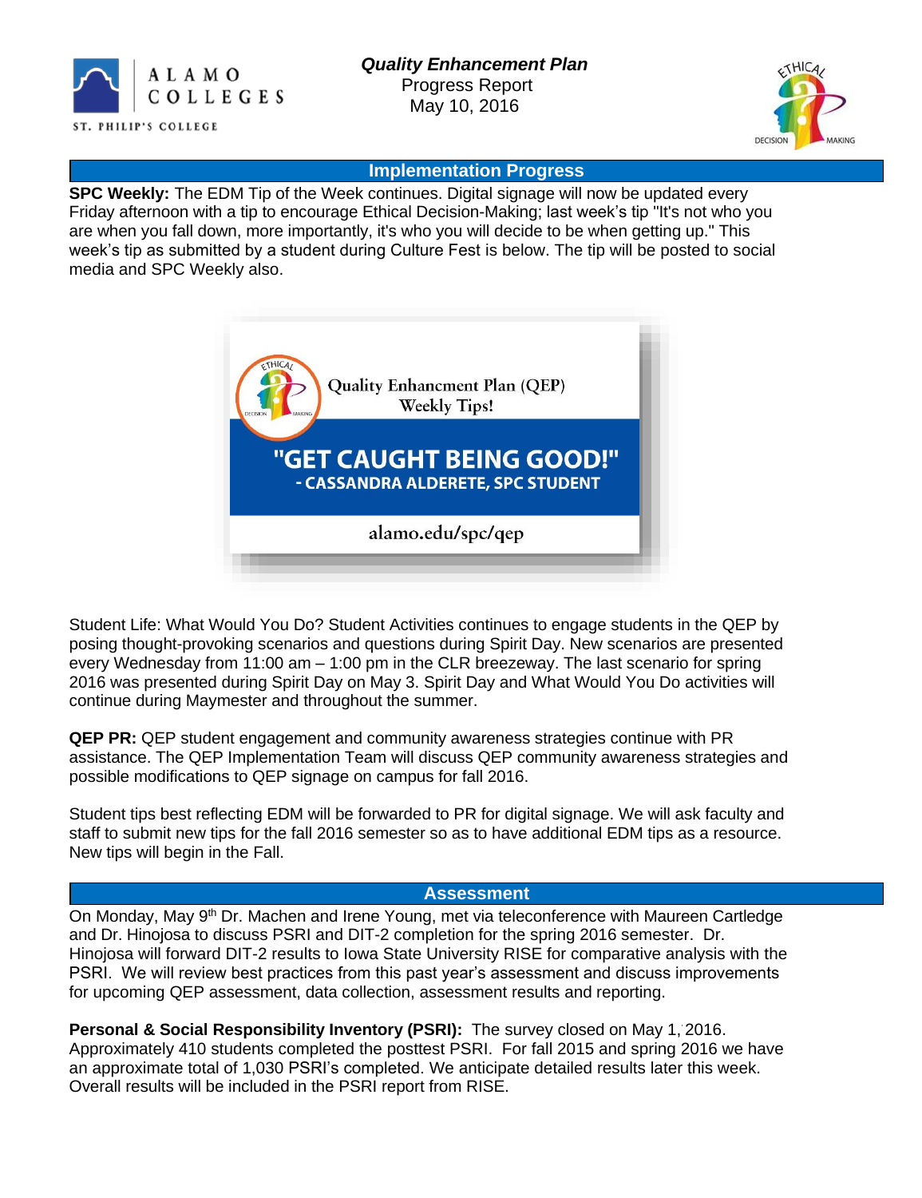ALAMO COLLEGES

ST. PHILIP'S COLLEGE

***Quality Enhancement Plan***

Progress Report

May 10, 2016

## Implementation Progress

**SPC Weekly:** The EDM Tip of the Week continues. Digital signage will now be updated every Friday afternoon with a tip to encourage Ethical Decision-Making; last week's tip "It's not who you are when you fall down, more importantly, it's who you will decide to be when getting up." This week's tip as submitted by a student during Culture Fest is below. The tip will be posted to social media and SPC Weekly also.

Quality Enhancement Plan (QEP) Weekly Tips!

**"GET CAUGHT BEING GOOD!"**
**- CASSANDRA ALDERETE, SPC STUDENT**

alamo.edu/spc/qep

Student Life: What Would You Do? Student Activities continues to engage students in the QEP by posing thought-provoking scenarios and questions during Spirit Day. New scenarios are presented every Wednesday from 11:00 am – 1:00 pm in the CLR breezeway. The last scenario for spring 2016 was presented during Spirit Day on May 3. Spirit Day and What Would You Do activities will continue during Maymester and throughout the summer.

**QEP PR:** QEP student engagement and community awareness strategies continue with PR assistance. The QEP Implementation Team will discuss QEP community awareness strategies and possible modifications to QEP signage on campus for fall 2016.

Student tips best reflecting EDM will be forwarded to PR for digital signage. We will ask faculty and staff to submit new tips for the fall 2016 semester so as to have additional EDM tips as a resource. New tips will begin in the Fall.

## Assessment

On Monday, May 9th Dr. Machen and Irene Young, met via teleconference with Maureen Cartledge and Dr. Hinojosa to discuss PSRI and DIT-2 completion for the spring 2016 semester. Dr. Hinojosa will forward DIT-2 results to Iowa State University RISE for comparative analysis with the PSRI. We will review best practices from this past year's assessment and discuss improvements for upcoming QEP assessment, data collection, assessment results and reporting.

**Personal & Social Responsibility Inventory (PSRI):** The survey closed on May 1, 2016. Approximately 410 students completed the posttest PSRI. For fall 2015 and spring 2016 we have an approximate total of 1,030 PSRI's completed. We anticipate detailed results later this week. Overall results will be included in the PSRI report from RISE.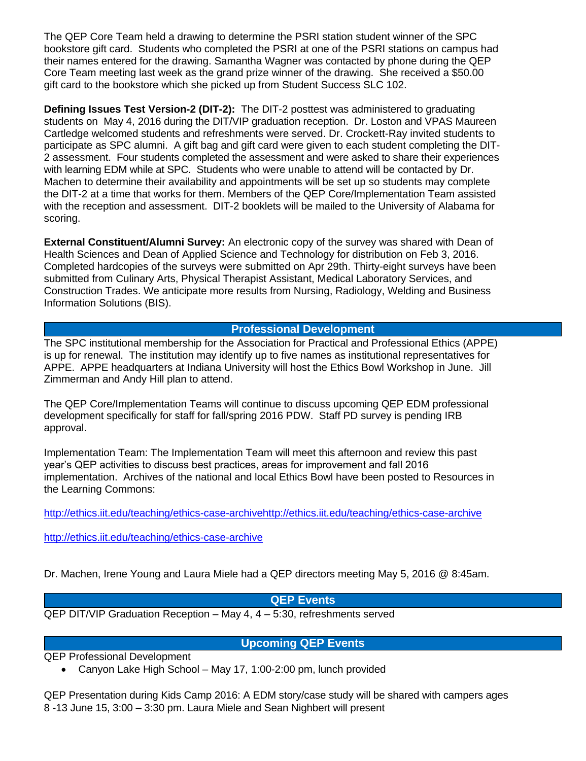The QEP Core Team held a drawing to determine the PSRI station student winner of the SPC bookstore gift card. Students who completed the PSRI at one of the PSRI stations on campus had their names entered for the drawing. Samantha Wagner was contacted by phone during the QEP Core Team meeting last week as the grand prize winner of the drawing. She received a $50.00 gift card to the bookstore which she picked up from Student Success SLC 102.

**Defining Issues Test Version-2 (DIT-2):** The DIT-2 posttest was administered to graduating students on May 4, 2016 during the DIT/VIP graduation reception. Dr. Loston and VPAS Maureen Cartledge welcomed students and refreshments were served. Dr. Crockett-Ray invited students to participate as SPC alumni. A gift bag and gift card were given to each student completing the DIT-2 assessment. Four students completed the assessment and were asked to share their experiences with learning EDM while at SPC. Students who were unable to attend will be contacted by Dr. Machen to determine their availability and appointments will be set up so students may complete the DIT-2 at a time that works for them. Members of the QEP Core/Implementation Team assisted with the reception and assessment. DIT-2 booklets will be mailed to the University of Alabama for scoring.

**External Constituent/Alumni Survey:** An electronic copy of the survey was shared with Dean of Health Sciences and Dean of Applied Science and Technology for distribution on Feb 3, 2016. Completed hardcopies of the surveys were submitted on Apr 29th. Thirty-eight surveys have been submitted from Culinary Arts, Physical Therapist Assistant, Medical Laboratory Services, and Construction Trades. We anticipate more results from Nursing, Radiology, Welding and Business Information Solutions (BIS).

## Professional Development

The SPC institutional membership for the Association for Practical and Professional Ethics (APPE) is up for renewal. The institution may identify up to five names as institutional representatives for APPE. APPE headquarters at Indiana University will host the Ethics Bowl Workshop in June. Jill Zimmerman and Andy Hill plan to attend.

The QEP Core/Implementation Teams will continue to discuss upcoming QEP EDM professional development specifically for staff for fall/spring 2016 PDW. Staff PD survey is pending IRB approval.

Implementation Team: The Implementation Team will meet this afternoon and review this past year's QEP activities to discuss best practices, areas for improvement and fall 2016 implementation. Archives of the national and local Ethics Bowl have been posted to Resources in the Learning Commons:

http://ethics.iit.edu/teaching/ethics-case-archivehttp://ethics.iit.edu/teaching/ethics-case-archive

http://ethics.iit.edu/teaching/ethics-case-archive

Dr. Machen, Irene Young and Laura Miele had a QEP directors meeting May 5, 2016 @ 8:45am.

## QEP Events

QEP DIT/VIP Graduation Reception – May 4, 4 – 5:30, refreshments served

## Upcoming QEP Events

QEP Professional Development

- Canyon Lake High School – May 17, 1:00-2:00 pm, lunch provided

QEP Presentation during Kids Camp 2016: A EDM story/case study will be shared with campers ages 8 -13 June 15, 3:00 – 3:30 pm. Laura Miele and Sean Nighbert will present